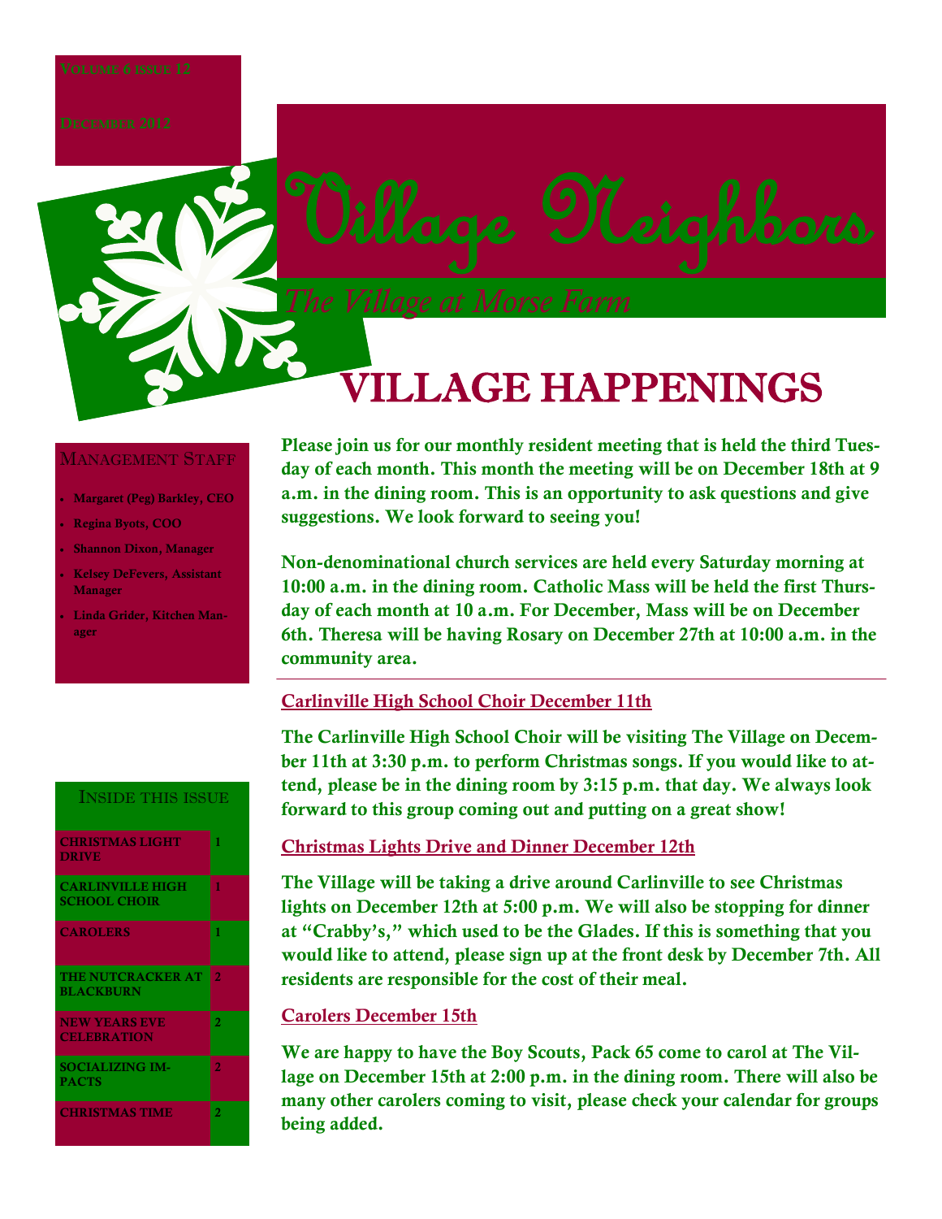Volume 6 issue 12

December 2012

# Village Neighbors

*The Village at Morse Farm*

## Management Staff

- Margaret (Peg) Barkley, CEO
- Regina Byots, COO
- Shannon Dixon, Manager
- Kelsey DeFevers, Assistant Manager
- Linda Grider, Kitchen Manager

## Inside this issue

| | |
|---|---|
| CHRISTMAS LIGHT DRIVE | 1 |
| CARLINVILLE HIGH SCHOOL CHOIR | 1 |
| CAROLERS | 1 |
| THE NUTCRACKER AT BLACKBURN | 2 |
| NEW YEARS EVE CELEBRATION | 2 |
| SOCIALIZING IMPACTS | 2 |
| CHRISTMAS TIME | 2 |

# VILLAGE HAPPENINGS

**Please join us for our monthly resident meeting that is held the third Tuesday of each month. This month the meeting will be on December 18th at 9 a.m. in the dining room. This is an opportunity to ask questions and give suggestions. We look forward to seeing you!**

**Non-denominational church services are held every Saturday morning at 10:00 a.m. in the dining room. Catholic Mass will be held the first Thursday of each month at 10 a.m. For December, Mass will be on December 6th. Theresa will be having Rosary on December 27th at 10:00 a.m. in the community area.**

### Carlinville High School Choir December 11th

**The Carlinville High School Choir will be visiting The Village on December 11th at 3:30 p.m. to perform Christmas songs. If you would like to attend, please be in the dining room by 3:15 p.m. that day. We always look forward to this group coming out and putting on a great show!**

### Christmas Lights Drive and Dinner December 12th

**The Village will be taking a drive around Carlinville to see Christmas lights on December 12th at 5:00 p.m. We will also be stopping for dinner at "Crabby's," which used to be the Glades. If this is something that you would like to attend, please sign up at the front desk by December 7th. All residents are responsible for the cost of their meal.**

### Carolers December 15th

**We are happy to have the Boy Scouts, Pack 65 come to carol at The Village on December 15th at 2:00 p.m. in the dining room. There will also be many other carolers coming to visit, please check your calendar for groups being added.**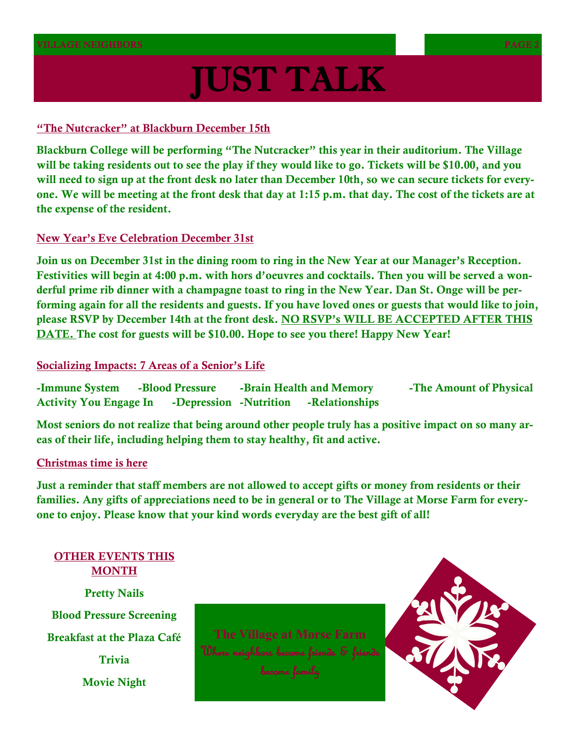# JUST TALK

**"The Nutcracker" at Blackburn December 15th**

**Blackburn College will be performing "The Nutcracker" this year in their auditorium. The Village will be taking residents out to see the play if they would like to go. Tickets will be $10.00, and you will need to sign up at the front desk no later than December 10th, so we can secure tickets for everyone. We will be meeting at the front desk that day at 1:15 p.m. that day. The cost of the tickets are at the expense of the resident.**

**New Year's Eve Celebration December 31st**

**Join us on December 31st in the dining room to ring in the New Year at our Manager's Reception. Festivities will begin at 4:00 p.m. with hors d'oeuvres and cocktails. Then you will be served a wonderful prime rib dinner with a champagne toast to ring in the New Year. Dan St. Onge will be performing again for all the residents and guests. If you have loved ones or guests that would like to join, please RSVP by December 14th at the front desk. NO RSVP's WILL BE ACCEPTED AFTER THIS DATE. The cost for guests will be $10.00. Hope to see you there! Happy New Year!**

**Socializing Impacts: 7 Areas of a Senior's Life**

**-Immune System -Blood Pressure -Brain Health and Memory -The Amount of Physical Activity You Engage In -Depression -Nutrition -Relationships**

**Most seniors do not realize that being around other people truly has a positive impact on so many areas of their life, including helping them to stay healthy, fit and active.**

**Christmas time is here**

**Just a reminder that staff members are not allowed to accept gifts or money from residents or their families. Any gifts of appreciations need to be in general or to The Village at Morse Farm for everyone to enjoy. Please know that your kind words everyday are the best gift of all!**

**OTHER EVENTS THIS MONTH**

**Pretty Nails**

**Blood Pressure Screening**

**Breakfast at the Plaza Café**

**Trivia**

**Movie Night**

**The Village at Morse Farm**

*Where neighbors become friends & friends become family*